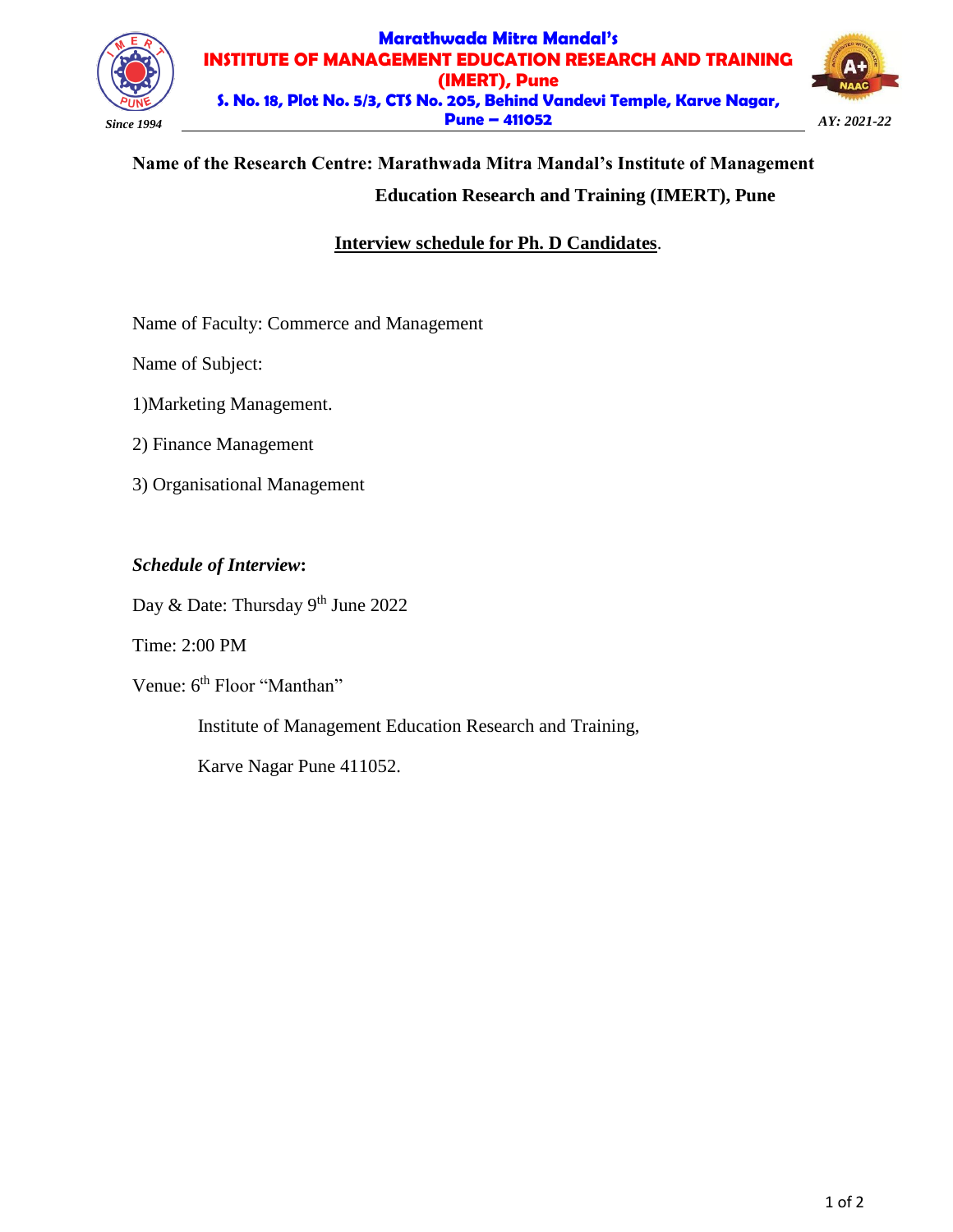Marathwada Mitra Mandal's
**INSTITUTE OF MANAGEMENT EDUCATION RESEARCH AND TRAINING (IMERT), Pune**
S. No. 18, Plot No. 5/3, CTS No. 205, Behind Vandevi Temple, Karve Nagar, Pune – 411052

*Since 1994* *AY: 2021-22*

**Name of the Research Centre: Marathwada Mitra Mandal's Institute of Management Education Research and Training (IMERT), Pune**

## Interview schedule for Ph. D Candidates.

Name of Faculty: Commerce and Management

Name of Subject:

1)Marketing Management.

2) Finance Management

3) Organisational Management

***Schedule of Interview*:**

Day & Date: Thursday 9th June 2022

Time: 2:00 PM

Venue: 6th Floor "Manthan"

Institute of Management Education Research and Training,

Karve Nagar Pune 411052.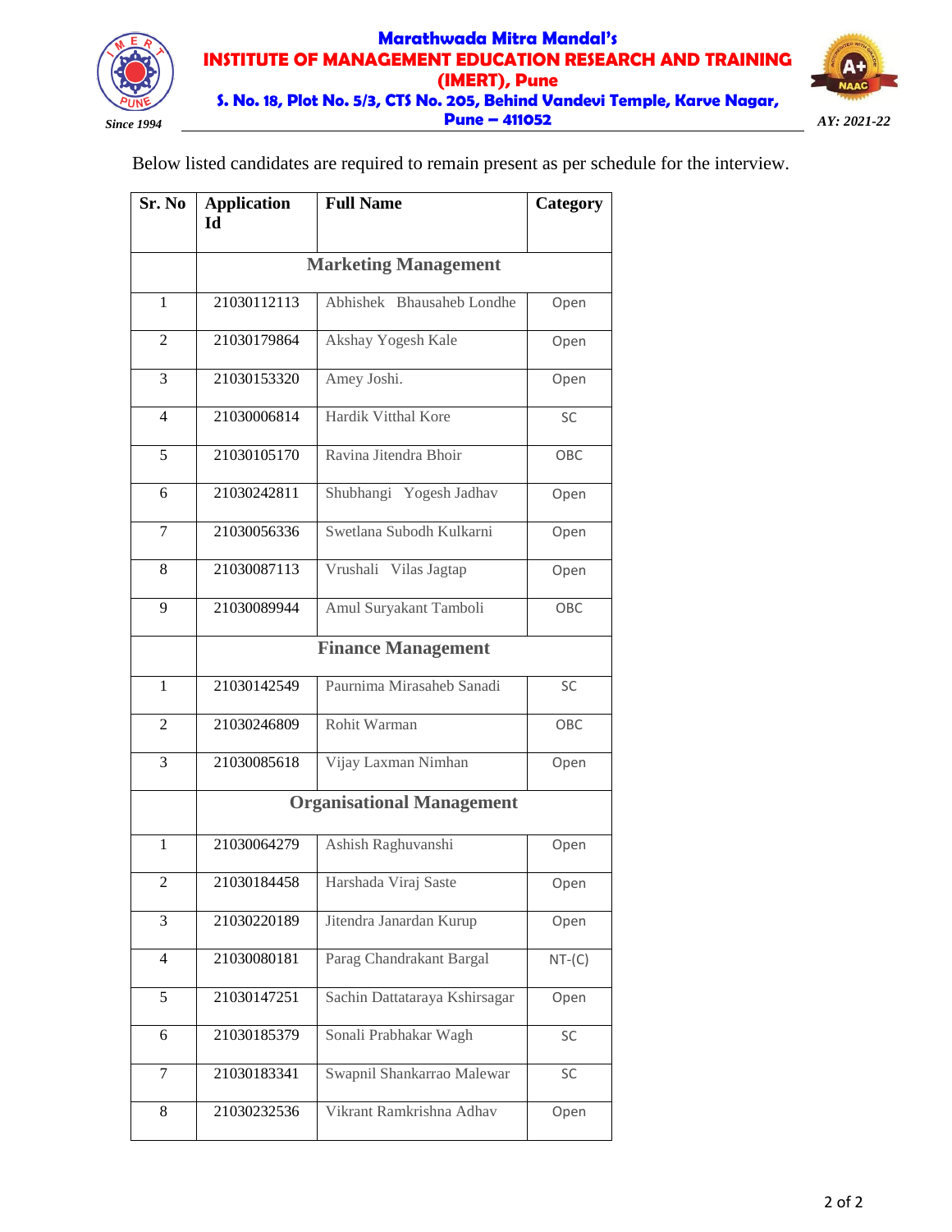Marathwada Mitra Mandal's

**INSTITUTE OF MANAGEMENT EDUCATION RESEARCH AND TRAINING (IMERT), Pune**

S. No. 18, Plot No. 5/3, CTS No. 205, Behind Vandevi Temple, Karve Nagar, Pune – 411052

*Since 1994*

*AY: 2021-22*

Below listed candidates are required to remain present as per schedule for the interview.

| Sr. No | Application Id | Full Name | Category |
|---|---|---|---|
| | **Marketing Management** | | |
| 1 | 21030112113 | Abhishek Bhausaheb Londhe | Open |
| 2 | 21030179864 | Akshay Yogesh Kale | Open |
| 3 | 21030153320 | Amey Joshi. | Open |
| 4 | 21030006814 | Hardik Vitthal Kore | SC |
| 5 | 21030105170 | Ravina Jitendra Bhoir | OBC |
| 6 | 21030242811 | Shubhangi Yogesh Jadhav | Open |
| 7 | 21030056336 | Swetlana Subodh Kulkarni | Open |
| 8 | 21030087113 | Vrushali Vilas Jagtap | Open |
| 9 | 21030089944 | Amul Suryakant Tamboli | OBC |
| | **Finance Management** | | |
| 1 | 21030142549 | Paurnima Mirasaheb Sanadi | SC |
| 2 | 21030246809 | Rohit Warman | OBC |
| 3 | 21030085618 | Vijay Laxman Nimhan | Open |
| | **Organisational Management** | | |
| 1 | 21030064279 | Ashish Raghuvanshi | Open |
| 2 | 21030184458 | Harshada Viraj Saste | Open |
| 3 | 21030220189 | Jitendra Janardan Kurup | Open |
| 4 | 21030080181 | Parag Chandrakant Bargal | NT-(C) |
| 5 | 21030147251 | Sachin Dattataraya Kshirsagar | Open |
| 6 | 21030185379 | Sonali Prabhakar Wagh | SC |
| 7 | 21030183341 | Swapnil Shankarrao Malewar | SC |
| 8 | 21030232536 | Vikrant Ramkrishna Adhav | Open |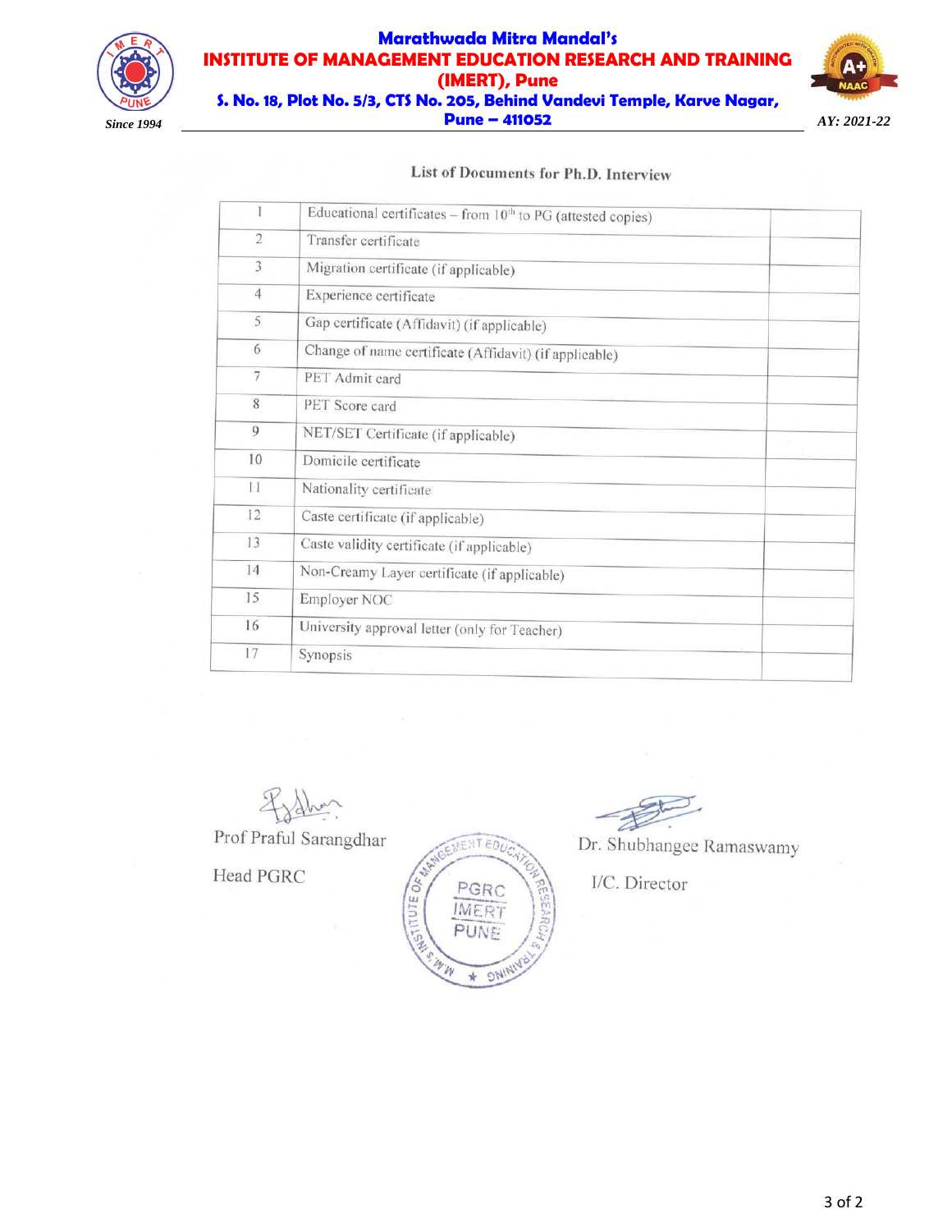Marathwada Mitra Mandal's

**INSTITUTE OF MANAGEMENT EDUCATION RESEARCH AND TRAINING (IMERT), Pune**

S. No. 18, Plot No. 5/3, CTS No. 205, Behind Vandevi Temple, Karve Nagar, Pune – 411052

*Since 1994*

*AY: 2021-22*

## List of Documents for Ph.D. Interview

| | | |
|---|---|---|
| 1 | Educational certificates – from 10th to PG (attested copies) | |
| 2 | Transfer certificate | |
| 3 | Migration certificate (if applicable) | |
| 4 | Experience certificate | |
| 5 | Gap certificate (Affidavit) (if applicable) | |
| 6 | Change of name certificate (Affidavit) (if applicable) | |
| 7 | PET Admit card | |
| 8 | PET Score card | |
| 9 | NET/SET Certificate (if applicable) | |
| 10 | Domicile certificate | |
| 11 | Nationality certificate | |
| 12 | Caste certificate (if applicable) | |
| 13 | Caste validity certificate (if applicable) | |
| 14 | Non-Creamy Layer certificate (if applicable) | |
| 15 | Employer NOC | |
| 16 | University approval letter (only for Teacher) | |
| 17 | Synopsis | |

Prof Praful Sarangdhar

Head PGRC

Dr. Shubhangee Ramaswamy

I/C. Director